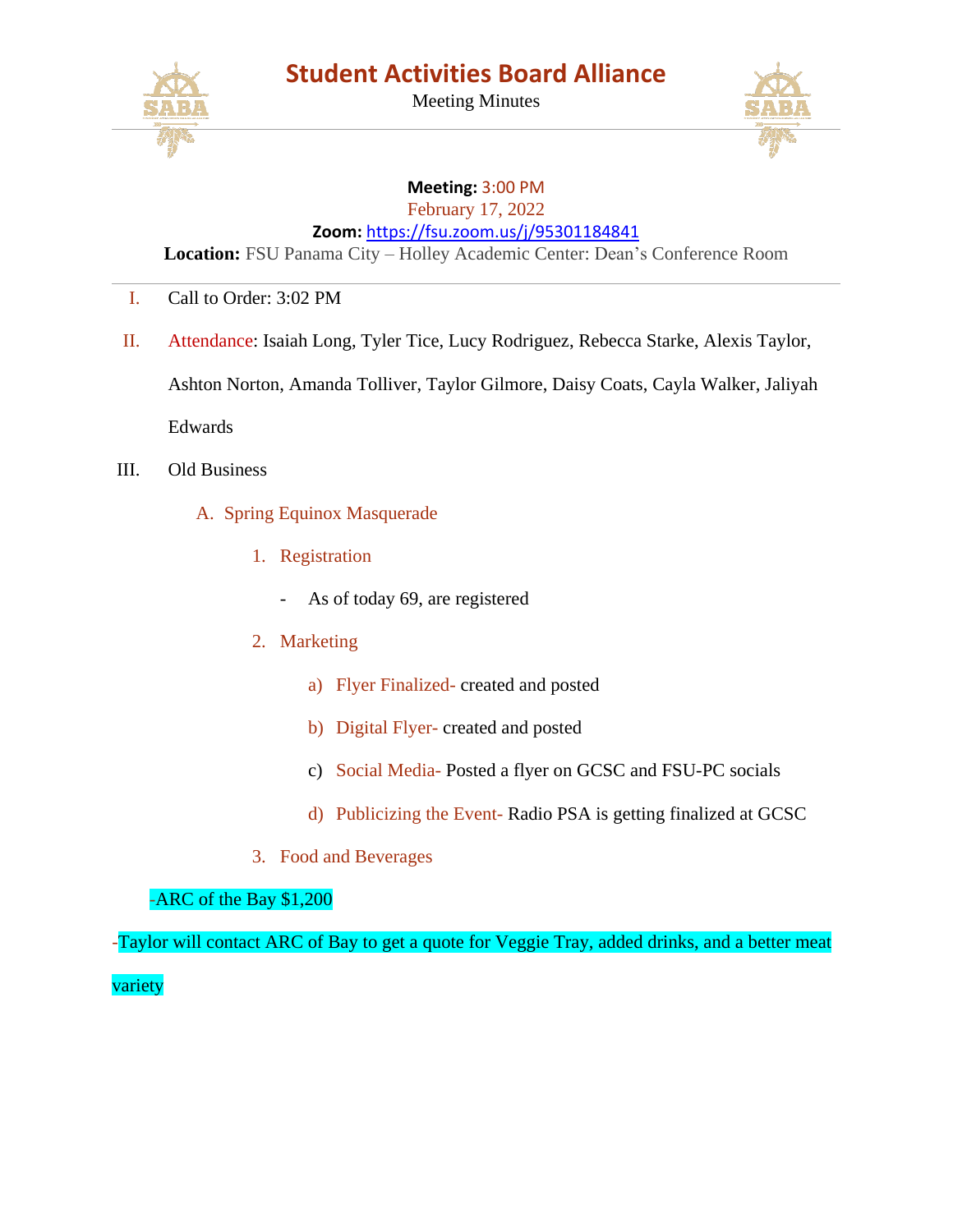# Student Activities Board Alliance

Meeting Minutes

**Meeting:** 3:00 PM
February 17, 2022
**Zoom:** https://fsu.zoom.us/j/95301184841
**Location:** FSU Panama City – Holley Academic Center: Dean's Conference Room

---

I. Call to Order: 3:02 PM

II. Attendance: Isaiah Long, Tyler Tice, Lucy Rodriguez, Rebecca Starke, Alexis Taylor, Ashton Norton, Amanda Tolliver, Taylor Gilmore, Daisy Coats, Cayla Walker, Jaliyah Edwards

III. Old Business

   A. Spring Equinox Masquerade

      1. Registration

         - As of today 69, are registered

      2. Marketing

         a) Flyer Finalized- created and posted

         b) Digital Flyer- created and posted

         c) Social Media- Posted a flyer on GCSC and FSU-PC socials

         d) Publicizing the Event- Radio PSA is getting finalized at GCSC

      3. Food and Beverages

-ARC of the Bay $1,200

-Taylor will contact ARC of Bay to get a quote for Veggie Tray, added drinks, and a better meat variety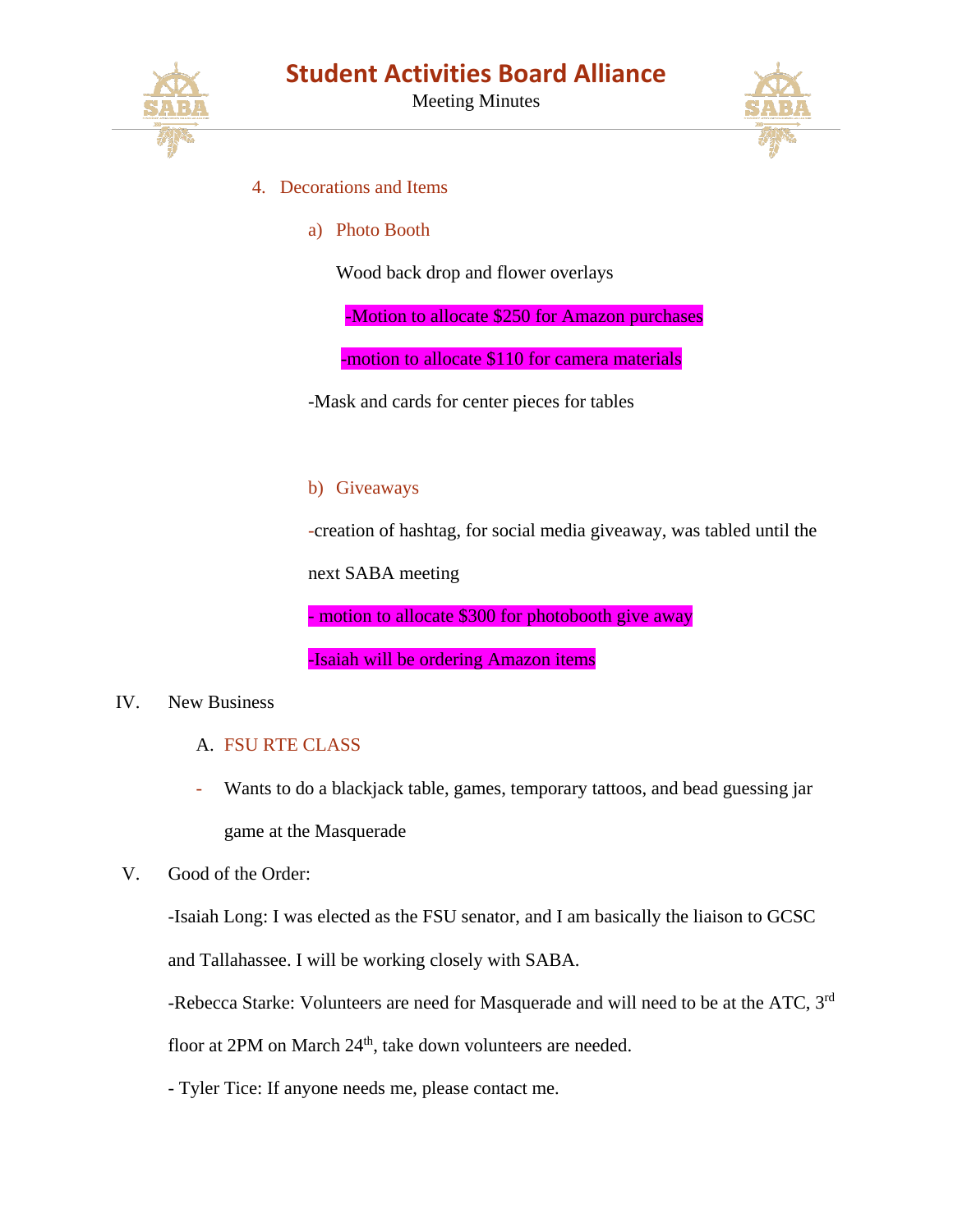4. Decorations and Items

   a) Photo Booth

      Wood back drop and flower overlays

      -Motion to allocate $250 for Amazon purchases

      -motion to allocate $110 for camera materials

   -Mask and cards for center pieces for tables

   b) Giveaways

   -creation of hashtag, for social media giveaway, was tabled until the next SABA meeting

   - motion to allocate $300 for photobooth give away

   -Isaiah will be ordering Amazon items

IV. New Business

   A. FSU RTE CLASS

   - Wants to do a blackjack table, games, temporary tattoos, and bead guessing jar game at the Masquerade

V. Good of the Order:

-Isaiah Long: I was elected as the FSU senator, and I am basically the liaison to GCSC and Tallahassee. I will be working closely with SABA.

-Rebecca Starke: Volunteers are need for Masquerade and will need to be at the ATC, 3rd floor at 2PM on March 24th, take down volunteers are needed.

- Tyler Tice: If anyone needs me, please contact me.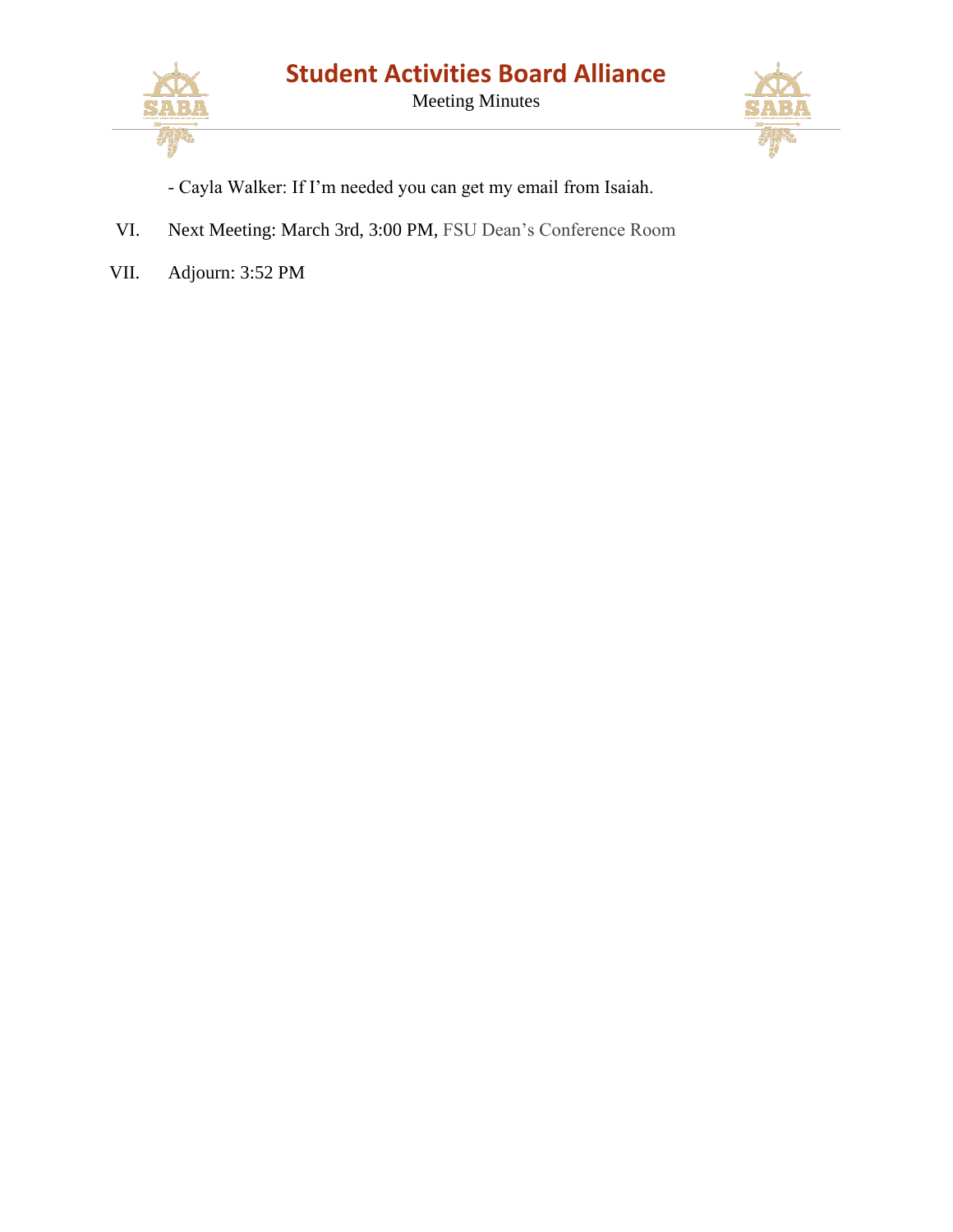- Cayla Walker: If I'm needed you can get my email from Isaiah.

VI. Next Meeting: March 3rd, 3:00 PM, FSU Dean's Conference Room

VII. Adjourn: 3:52 PM